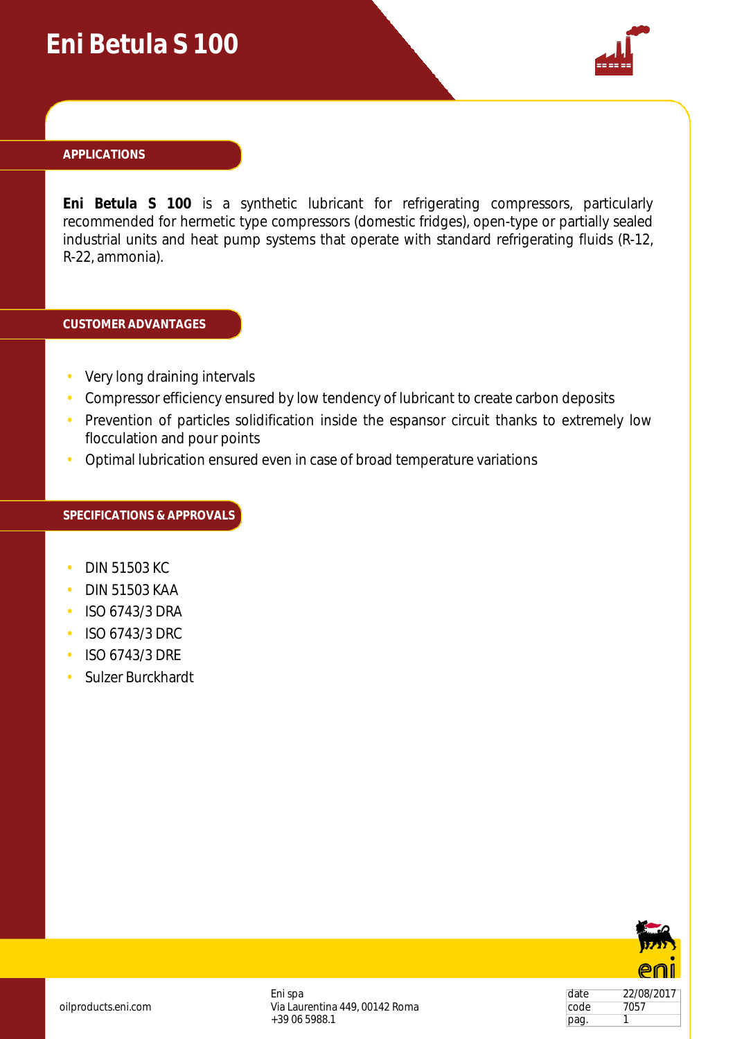# Eni Betula S 100

## APPLICATIONS

**Eni Betula S 100** is a synthetic lubricant for refrigerating compressors, particularly recommended for hermetic type compressors (domestic fridges), open-type or partially sealed industrial units and heat pump systems that operate with standard refrigerating fluids (R-12, R-22, ammonia).

## CUSTOMER ADVANTAGES

- Very long draining intervals
- Compressor efficiency ensured by low tendency of lubricant to create carbon deposits
- Prevention of particles solidification inside the espansor circuit thanks to extremely low flocculation and pour points
- Optimal lubrication ensured even in case of broad temperature variations

## SPECIFICATIONS & APPROVALS

- DIN 51503 KC
- DIN 51503 KAA
- ISO 6743/3 DRA
- ISO 6743/3 DRC
- ISO 6743/3 DRE
- Sulzer Burckhardt

oilproducts.eni.com

Eni spa
Via Laurentina 449, 00142 Roma
+39 06 5988.1

| date | 22/08/2017 |
|---|---|
| code | 7057 |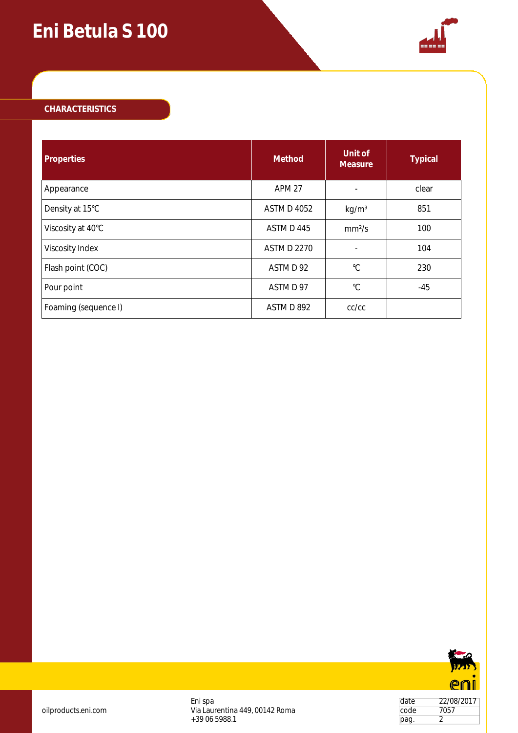# Eni Betula S 100

## CHARACTERISTICS

| Properties | Method | Unit of Measure | Typical |
|---|---|---|---|
| Appearance | APM 27 | - | clear |
| Density at 15°C | ASTM D 4052 | kg/m³ | 851 |
| Viscosity at 40°C | ASTM D 445 | mm²/s | 100 |
| Viscosity Index | ASTM D 2270 | - | 104 |
| Flash point (COC) | ASTM D 92 | °C | 230 |
| Pour point | ASTM D 97 | °C | -45 |
| Foaming (sequence I) | ASTM D 892 | cc/cc | |

oilproducts.eni.com

Eni spa
Via Laurentina 449, 00142 Roma
+39 06 5988.1

| | |
|---|---|
| date | 22/08/2017 |
| code | 7057 |